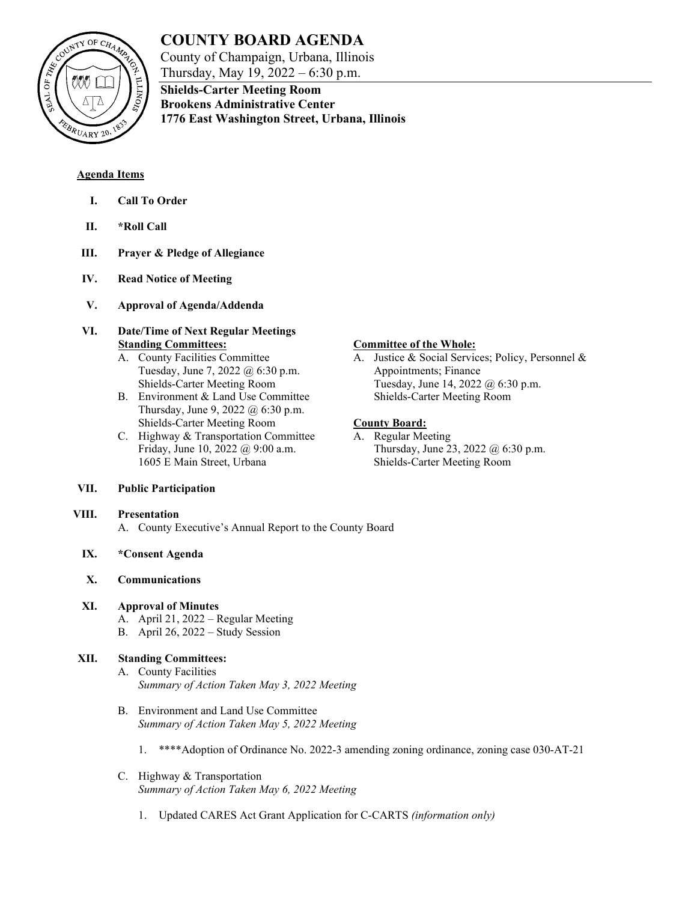# COUNTY BOARD AGENDA

County of Champaign, Urbana, Illinois
Thursday, May 19, 2022 – 6:30 p.m.

**Shields-Carter Meeting Room**
**Brookens Administrative Center**
**1776 East Washington Street, Urbana, Illinois**

**Agenda Items**

**I. Call To Order**

**II. *Roll Call**

**III. Prayer & Pledge of Allegiance**

**IV. Read Notice of Meeting**

**V. Approval of Agenda/Addenda**

**VI. Date/Time of Next Regular Meetings**

**Standing Committees:**

A. County Facilities Committee
Tuesday, June 7, 2022 @ 6:30 p.m.
Shields-Carter Meeting Room

B. Environment & Land Use Committee
Thursday, June 9, 2022 @ 6:30 p.m.
Shields-Carter Meeting Room

C. Highway & Transportation Committee
Friday, June 10, 2022 @ 9:00 a.m.
1605 E Main Street, Urbana

**Committee of the Whole:**

A. Justice & Social Services; Policy, Personnel & Appointments; Finance
Tuesday, June 14, 2022 @ 6:30 p.m.
Shields-Carter Meeting Room

**County Board:**

A. Regular Meeting
Thursday, June 23, 2022 @ 6:30 p.m.
Shields-Carter Meeting Room

**VII. Public Participation**

**VIII. Presentation**

A. County Executive's Annual Report to the County Board

**IX. *Consent Agenda**

**X. Communications**

**XI. Approval of Minutes**

A. April 21, 2022 – Regular Meeting
B. April 26, 2022 – Study Session

**XII. Standing Committees:**

A. County Facilities
*Summary of Action Taken May 3, 2022 Meeting*

B. Environment and Land Use Committee
*Summary of Action Taken May 5, 2022 Meeting*

1. ****Adoption of Ordinance No. 2022-3 amending zoning ordinance, zoning case 030-AT-21

C. Highway & Transportation
*Summary of Action Taken May 6, 2022 Meeting*

1. Updated CARES Act Grant Application for C-CARTS *(information only)*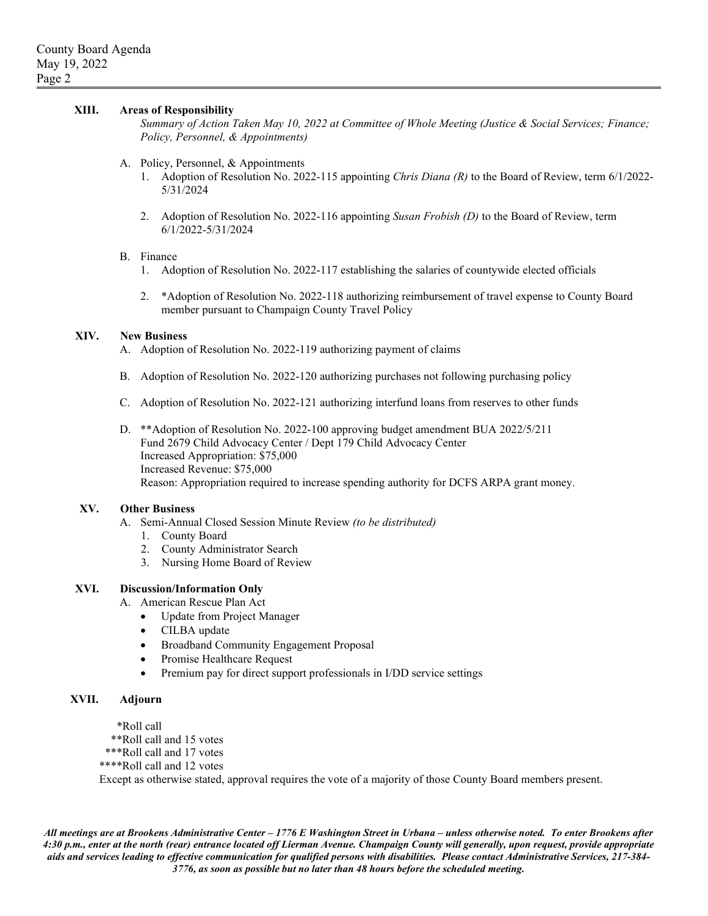**XIII. Areas of Responsibility**

*Summary of Action Taken May 10, 2022 at Committee of Whole Meeting (Justice & Social Services; Finance; Policy, Personnel, & Appointments)*

A. Policy, Personnel, & Appointments
   1. Adoption of Resolution No. 2022-115 appointing *Chris Diana (R)* to the Board of Review, term 6/1/2022-5/31/2024
   2. Adoption of Resolution No. 2022-116 appointing *Susan Frobish (D)* to the Board of Review, term 6/1/2022-5/31/2024

B. Finance
   1. Adoption of Resolution No. 2022-117 establishing the salaries of countywide elected officials
   2. *Adoption of Resolution No. 2022-118 authorizing reimbursement of travel expense to County Board member pursuant to Champaign County Travel Policy

**XIV. New Business**

A. Adoption of Resolution No. 2022-119 authorizing payment of claims

B. Adoption of Resolution No. 2022-120 authorizing purchases not following purchasing policy

C. Adoption of Resolution No. 2022-121 authorizing interfund loans from reserves to other funds

D. **Adoption of Resolution No. 2022-100 approving budget amendment BUA 2022/5/211
   Fund 2679 Child Advocacy Center / Dept 179 Child Advocacy Center
   Increased Appropriation: $75,000
   Increased Revenue: $75,000
   Reason: Appropriation required to increase spending authority for DCFS ARPA grant money.

**XV. Other Business**

A. Semi-Annual Closed Session Minute Review *(to be distributed)*
   1. County Board
   2. County Administrator Search
   3. Nursing Home Board of Review

**XVI. Discussion/Information Only**

A. American Rescue Plan Act
   - Update from Project Manager
   - CILBA update
   - Broadband Community Engagement Proposal
   - Promise Healthcare Request
   - Premium pay for direct support professionals in I/DD service settings

**XVII. Adjourn**

*Roll call
**Roll call and 15 votes
***Roll call and 17 votes
****Roll call and 12 votes
Except as otherwise stated, approval requires the vote of a majority of those County Board members present.

***All meetings are at Brookens Administrative Center – 1776 E Washington Street in Urbana – unless otherwise noted. To enter Brookens after 4:30 p.m., enter at the north (rear) entrance located off Lierman Avenue. Champaign County will generally, upon request, provide appropriate aids and services leading to effective communication for qualified persons with disabilities. Please contact Administrative Services, 217-384-3776, as soon as possible but no later than 48 hours before the scheduled meeting.***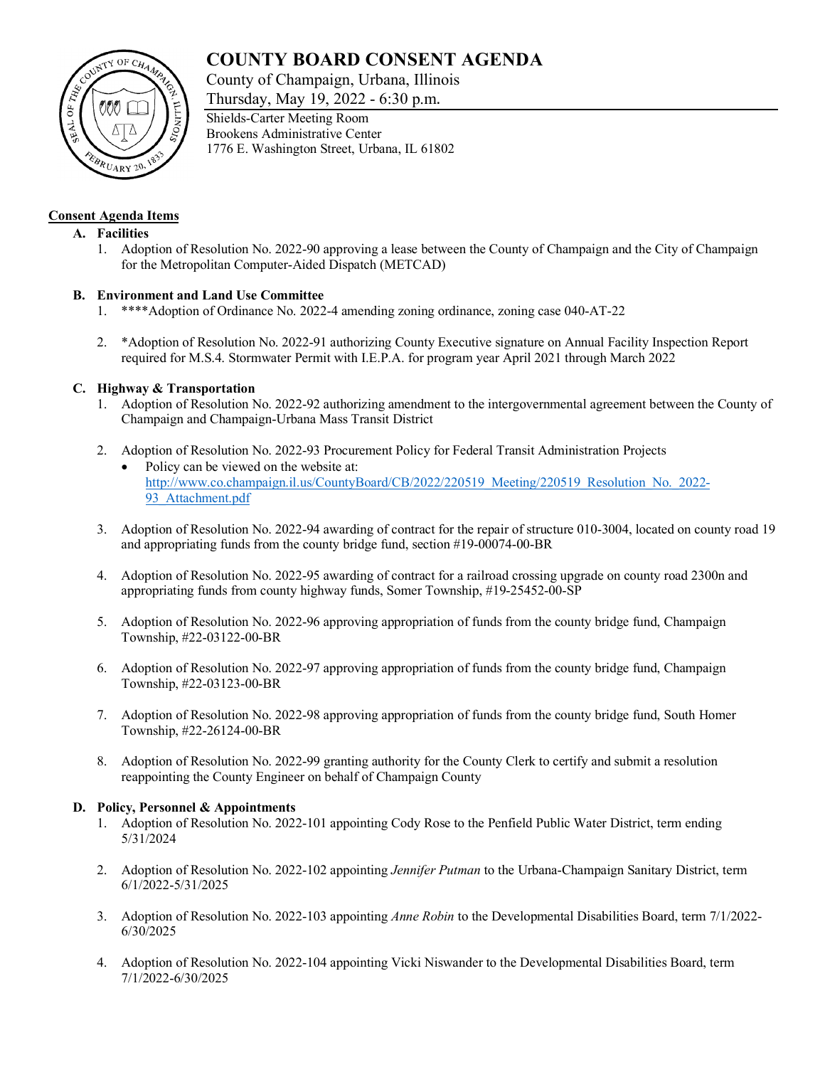# COUNTY BOARD CONSENT AGENDA

County of Champaign, Urbana, Illinois

Thursday, May 19, 2022 - 6:30 p.m.

Shields-Carter Meeting Room
Brookens Administrative Center
1776 E. Washington Street, Urbana, IL 61802

**Consent Agenda Items**

**A. Facilities**

1. Adoption of Resolution No. 2022-90 approving a lease between the County of Champaign and the City of Champaign for the Metropolitan Computer-Aided Dispatch (METCAD)

**B. Environment and Land Use Committee**

1. ****Adoption of Ordinance No. 2022-4 amending zoning ordinance, zoning case 040-AT-22

2. *Adoption of Resolution No. 2022-91 authorizing County Executive signature on Annual Facility Inspection Report required for M.S.4. Stormwater Permit with I.E.P.A. for program year April 2021 through March 2022

**C. Highway & Transportation**

1. Adoption of Resolution No. 2022-92 authorizing amendment to the intergovernmental agreement between the County of Champaign and Champaign-Urbana Mass Transit District

2. Adoption of Resolution No. 2022-93 Procurement Policy for Federal Transit Administration Projects
   - Policy can be viewed on the website at: [http://www.co.champaign.il.us/CountyBoard/CB/2022/220519_Meeting/220519_Resolution_No._2022-93_Attachment.pdf](http://www.co.champaign.il.us/CountyBoard/CB/2022/220519_Meeting/220519_Resolution_No._2022-93_Attachment.pdf)

3. Adoption of Resolution No. 2022-94 awarding of contract for the repair of structure 010-3004, located on county road 19 and appropriating funds from the county bridge fund, section #19-00074-00-BR

4. Adoption of Resolution No. 2022-95 awarding of contract for a railroad crossing upgrade on county road 2300n and appropriating funds from county highway funds, Somer Township, #19-25452-00-SP

5. Adoption of Resolution No. 2022-96 approving appropriation of funds from the county bridge fund, Champaign Township, #22-03122-00-BR

6. Adoption of Resolution No. 2022-97 approving appropriation of funds from the county bridge fund, Champaign Township, #22-03123-00-BR

7. Adoption of Resolution No. 2022-98 approving appropriation of funds from the county bridge fund, South Homer Township, #22-26124-00-BR

8. Adoption of Resolution No. 2022-99 granting authority for the County Clerk to certify and submit a resolution reappointing the County Engineer on behalf of Champaign County

**D. Policy, Personnel & Appointments**

1. Adoption of Resolution No. 2022-101 appointing Cody Rose to the Penfield Public Water District, term ending 5/31/2024

2. Adoption of Resolution No. 2022-102 appointing *Jennifer Putman* to the Urbana-Champaign Sanitary District, term 6/1/2022-5/31/2025

3. Adoption of Resolution No. 2022-103 appointing *Anne Robin* to the Developmental Disabilities Board, term 7/1/2022-6/30/2025

4. Adoption of Resolution No. 2022-104 appointing Vicki Niswander to the Developmental Disabilities Board, term 7/1/2022-6/30/2025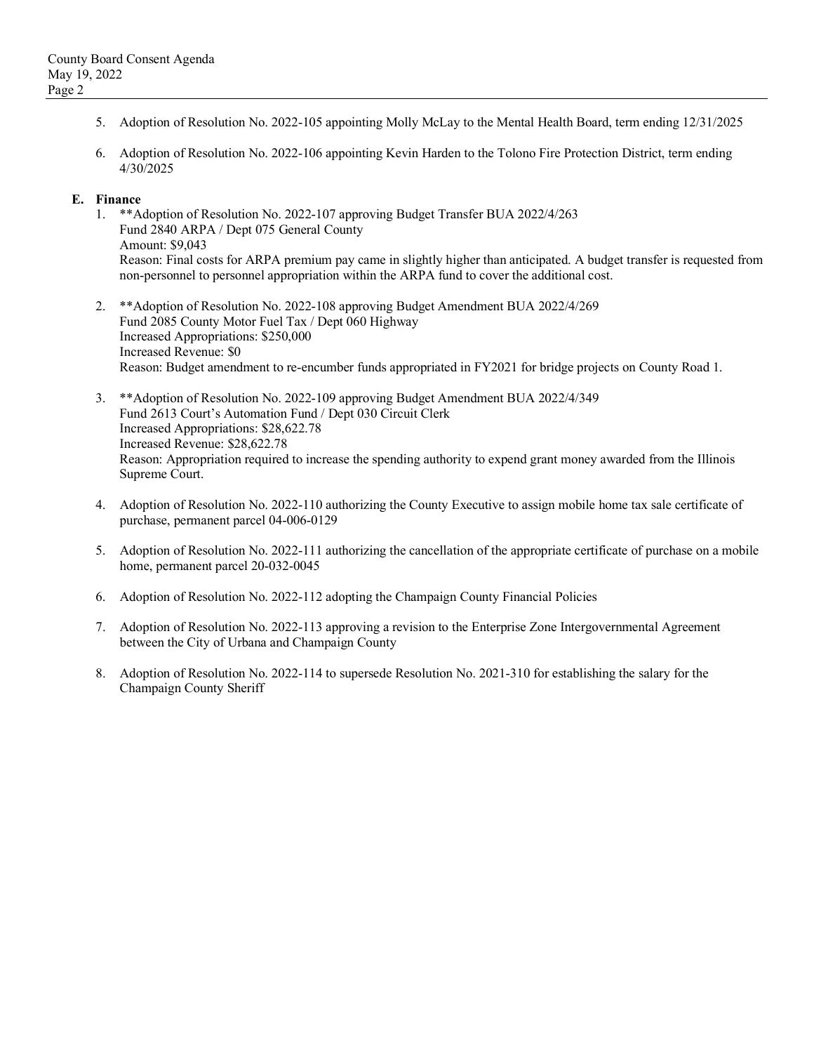5. Adoption of Resolution No. 2022-105 appointing Molly McLay to the Mental Health Board, term ending 12/31/2025

6. Adoption of Resolution No. 2022-106 appointing Kevin Harden to the Tolono Fire Protection District, term ending 4/30/2025

**E. Finance**

1. **Adoption of Resolution No. 2022-107 approving Budget Transfer BUA 2022/4/263
   Fund 2840 ARPA / Dept 075 General County
   Amount: $9,043
   Reason: Final costs for ARPA premium pay came in slightly higher than anticipated. A budget transfer is requested from non-personnel to personnel appropriation within the ARPA fund to cover the additional cost.

2. **Adoption of Resolution No. 2022-108 approving Budget Amendment BUA 2022/4/269
   Fund 2085 County Motor Fuel Tax / Dept 060 Highway
   Increased Appropriations: $250,000
   Increased Revenue: $0
   Reason: Budget amendment to re-encumber funds appropriated in FY2021 for bridge projects on County Road 1.

3. **Adoption of Resolution No. 2022-109 approving Budget Amendment BUA 2022/4/349
   Fund 2613 Court's Automation Fund / Dept 030 Circuit Clerk
   Increased Appropriations: $28,622.78
   Increased Revenue: $28,622.78
   Reason: Appropriation required to increase the spending authority to expend grant money awarded from the Illinois Supreme Court.

4. Adoption of Resolution No. 2022-110 authorizing the County Executive to assign mobile home tax sale certificate of purchase, permanent parcel 04-006-0129

5. Adoption of Resolution No. 2022-111 authorizing the cancellation of the appropriate certificate of purchase on a mobile home, permanent parcel 20-032-0045

6. Adoption of Resolution No. 2022-112 adopting the Champaign County Financial Policies

7. Adoption of Resolution No. 2022-113 approving a revision to the Enterprise Zone Intergovernmental Agreement between the City of Urbana and Champaign County

8. Adoption of Resolution No. 2022-114 to supersede Resolution No. 2021-310 for establishing the salary for the Champaign County Sheriff